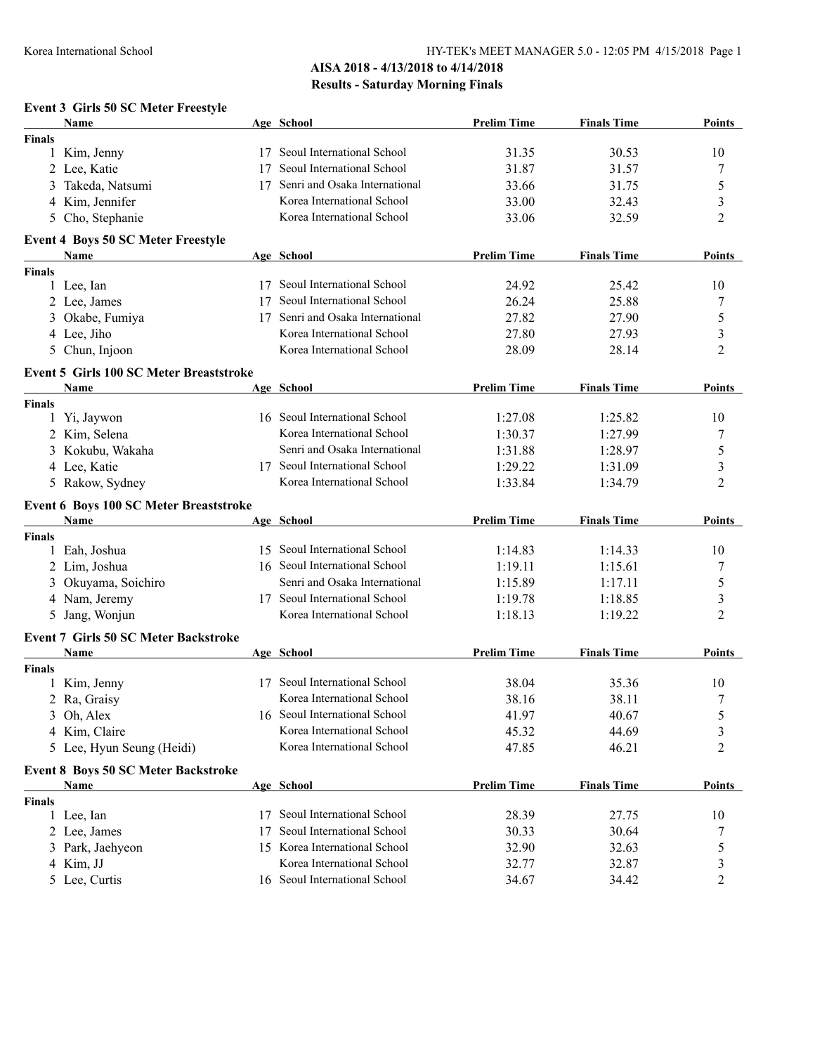## AISA 2018 - 4/13/2018 to 4/14/2018

### Results - Saturday Morning Finals

**Event 3 Girls 50 SC Meter Freestyle**

| | Name | Age | School | Prelim Time | Finals Time | Points |
|---|---|---|---|---|---|---|
| **Finals** | | | | | | |
| 1 | Kim, Jenny | 17 | Seoul International School | 31.35 | 30.53 | 10 |
| 2 | Lee, Katie | 17 | Seoul International School | 31.87 | 31.57 | 7 |
| 3 | Takeda, Natsumi | 17 | Senri and Osaka International | 33.66 | 31.75 | 5 |
| 4 | Kim, Jennifer | | Korea International School | 33.00 | 32.43 | 3 |
| 5 | Cho, Stephanie | | Korea International School | 33.06 | 32.59 | 2 |

**Event 4 Boys 50 SC Meter Freestyle**

| | Name | Age | School | Prelim Time | Finals Time | Points |
|---|---|---|---|---|---|---|
| **Finals** | | | | | | |
| 1 | Lee, Ian | 17 | Seoul International School | 24.92 | 25.42 | 10 |
| 2 | Lee, James | 17 | Seoul International School | 26.24 | 25.88 | 7 |
| 3 | Okabe, Fumiya | 17 | Senri and Osaka International | 27.82 | 27.90 | 5 |
| 4 | Lee, Jiho | | Korea International School | 27.80 | 27.93 | 3 |
| 5 | Chun, Injoon | | Korea International School | 28.09 | 28.14 | 2 |

**Event 5 Girls 100 SC Meter Breaststroke**

| | Name | Age | School | Prelim Time | Finals Time | Points |
|---|---|---|---|---|---|---|
| **Finals** | | | | | | |
| 1 | Yi, Jaywon | 16 | Seoul International School | 1:27.08 | 1:25.82 | 10 |
| 2 | Kim, Selena | | Korea International School | 1:30.37 | 1:27.99 | 7 |
| 3 | Kokubu, Wakaha | | Senri and Osaka International | 1:31.88 | 1:28.97 | 5 |
| 4 | Lee, Katie | 17 | Seoul International School | 1:29.22 | 1:31.09 | 3 |
| 5 | Rakow, Sydney | | Korea International School | 1:33.84 | 1:34.79 | 2 |

**Event 6 Boys 100 SC Meter Breaststroke**

| | Name | Age | School | Prelim Time | Finals Time | Points |
|---|---|---|---|---|---|---|
| **Finals** | | | | | | |
| 1 | Eah, Joshua | 15 | Seoul International School | 1:14.83 | 1:14.33 | 10 |
| 2 | Lim, Joshua | 16 | Seoul International School | 1:19.11 | 1:15.61 | 7 |
| 3 | Okuyama, Soichiro | | Senri and Osaka International | 1:15.89 | 1:17.11 | 5 |
| 4 | Nam, Jeremy | 17 | Seoul International School | 1:19.78 | 1:18.85 | 3 |
| 5 | Jang, Wonjun | | Korea International School | 1:18.13 | 1:19.22 | 2 |

**Event 7 Girls 50 SC Meter Backstroke**

| | Name | Age | School | Prelim Time | Finals Time | Points |
|---|---|---|---|---|---|---|
| **Finals** | | | | | | |
| 1 | Kim, Jenny | 17 | Seoul International School | 38.04 | 35.36 | 10 |
| 2 | Ra, Graisy | | Korea International School | 38.16 | 38.11 | 7 |
| 3 | Oh, Alex | 16 | Seoul International School | 41.97 | 40.67 | 5 |
| 4 | Kim, Claire | | Korea International School | 45.32 | 44.69 | 3 |
| 5 | Lee, Hyun Seung (Heidi) | | Korea International School | 47.85 | 46.21 | 2 |

**Event 8 Boys 50 SC Meter Backstroke**

| | Name | Age | School | Prelim Time | Finals Time | Points |
|---|---|---|---|---|---|---|
| **Finals** | | | | | | |
| 1 | Lee, Ian | 17 | Seoul International School | 28.39 | 27.75 | 10 |
| 2 | Lee, James | 17 | Seoul International School | 30.33 | 30.64 | 7 |
| 3 | Park, Jaehyeon | 15 | Korea International School | 32.90 | 32.63 | 5 |
| 4 | Kim, JJ | | Korea International School | 32.77 | 32.87 | 3 |
| 5 | Lee, Curtis | 16 | Seoul International School | 34.67 | 34.42 | 2 |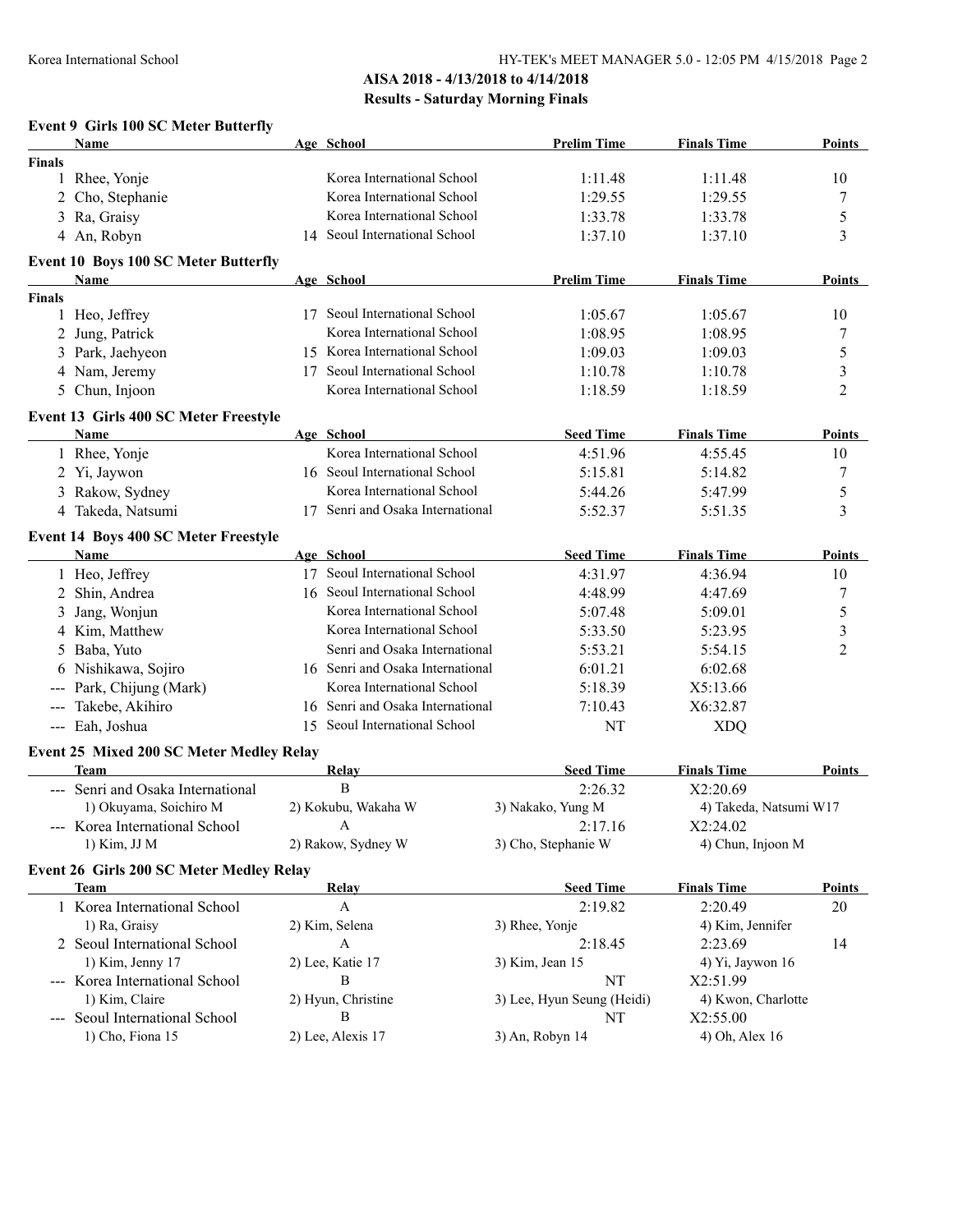## AISA 2018 - 4/13/2018 to 4/14/2018

## Results - Saturday Morning Finals

### Event 9 Girls 100 SC Meter Butterfly

| | Name | Age | School | Prelim Time | Finals Time | Points |
|---|---|---|---|---|---|---|
| **Finals** | | | | | | |
| 1 | Rhee, Yonje | | Korea International School | 1:11.48 | 1:11.48 | 10 |
| 2 | Cho, Stephanie | | Korea International School | 1:29.55 | 1:29.55 | 7 |
| 3 | Ra, Graisy | | Korea International School | 1:33.78 | 1:33.78 | 5 |
| 4 | An, Robyn | 14 | Seoul International School | 1:37.10 | 1:37.10 | 3 |

### Event 10 Boys 100 SC Meter Butterfly

| | Name | Age | School | Prelim Time | Finals Time | Points |
|---|---|---|---|---|---|---|
| **Finals** | | | | | | |
| 1 | Heo, Jeffrey | 17 | Seoul International School | 1:05.67 | 1:05.67 | 10 |
| 2 | Jung, Patrick | | Korea International School | 1:08.95 | 1:08.95 | 7 |
| 3 | Park, Jaehyeon | 15 | Korea International School | 1:09.03 | 1:09.03 | 5 |
| 4 | Nam, Jeremy | 17 | Seoul International School | 1:10.78 | 1:10.78 | 3 |
| 5 | Chun, Injoon | | Korea International School | 1:18.59 | 1:18.59 | 2 |

### Event 13 Girls 400 SC Meter Freestyle

| | Name | Age | School | Seed Time | Finals Time | Points |
|---|---|---|---|---|---|---|
| 1 | Rhee, Yonje | | Korea International School | 4:51.96 | 4:55.45 | 10 |
| 2 | Yi, Jaywon | 16 | Seoul International School | 5:15.81 | 5:14.82 | 7 |
| 3 | Rakow, Sydney | | Korea International School | 5:44.26 | 5:47.99 | 5 |
| 4 | Takeda, Natsumi | 17 | Senri and Osaka International | 5:52.37 | 5:51.35 | 3 |

### Event 14 Boys 400 SC Meter Freestyle

| | Name | Age | School | Seed Time | Finals Time | Points |
|---|---|---|---|---|---|---|
| 1 | Heo, Jeffrey | 17 | Seoul International School | 4:31.97 | 4:36.94 | 10 |
| 2 | Shin, Andrea | 16 | Seoul International School | 4:48.99 | 4:47.69 | 7 |
| 3 | Jang, Wonjun | | Korea International School | 5:07.48 | 5:09.01 | 5 |
| 4 | Kim, Matthew | | Korea International School | 5:33.50 | 5:23.95 | 3 |
| 5 | Baba, Yuto | | Senri and Osaka International | 5:53.21 | 5:54.15 | 2 |
| 6 | Nishikawa, Sojiro | 16 | Senri and Osaka International | 6:01.21 | 6:02.68 | |
| --- | Park, Chijung (Mark) | | Korea International School | 5:18.39 | X5:13.66 | |
| --- | Takebe, Akihiro | 16 | Senri and Osaka International | 7:10.43 | X6:32.87 | |
| --- | Eah, Joshua | 15 | Seoul International School | NT | XDQ | |

### Event 25 Mixed 200 SC Meter Medley Relay

| | Team | Relay | Seed Time | Finals Time | Points |
|---|---|---|---|---|---|
| --- | Senri and Osaka International | B | 2:26.32 | X2:20.69 | |
| | 1) Okuyama, Soichiro M | 2) Kokubu, Wakaha W | 3) Nakako, Yung M | 4) Takeda, Natsumi W17 | |
| --- | Korea International School | A | 2:17.16 | X2:24.02 | |
| | 1) Kim, JJ M | 2) Rakow, Sydney W | 3) Cho, Stephanie W | 4) Chun, Injoon M | |

### Event 26 Girls 200 SC Meter Medley Relay

| | Team | Relay | Seed Time | Finals Time | Points |
|---|---|---|---|---|---|
| 1 | Korea International School | A | 2:19.82 | 2:20.49 | 20 |
| | 1) Ra, Graisy | 2) Kim, Selena | 3) Rhee, Yonje | 4) Kim, Jennifer | |
| 2 | Seoul International School | A | 2:18.45 | 2:23.69 | 14 |
| | 1) Kim, Jenny 17 | 2) Lee, Katie 17 | 3) Kim, Jean 15 | 4) Yi, Jaywon 16 | |
| --- | Korea International School | B | NT | X2:51.99 | |
| | 1) Kim, Claire | 2) Hyun, Christine | 3) Lee, Hyun Seung (Heidi) | 4) Kwon, Charlotte | |
| --- | Seoul International School | B | NT | X2:55.00 | |
| | 1) Cho, Fiona 15 | 2) Lee, Alexis 17 | 3) An, Robyn 14 | 4) Oh, Alex 16 | |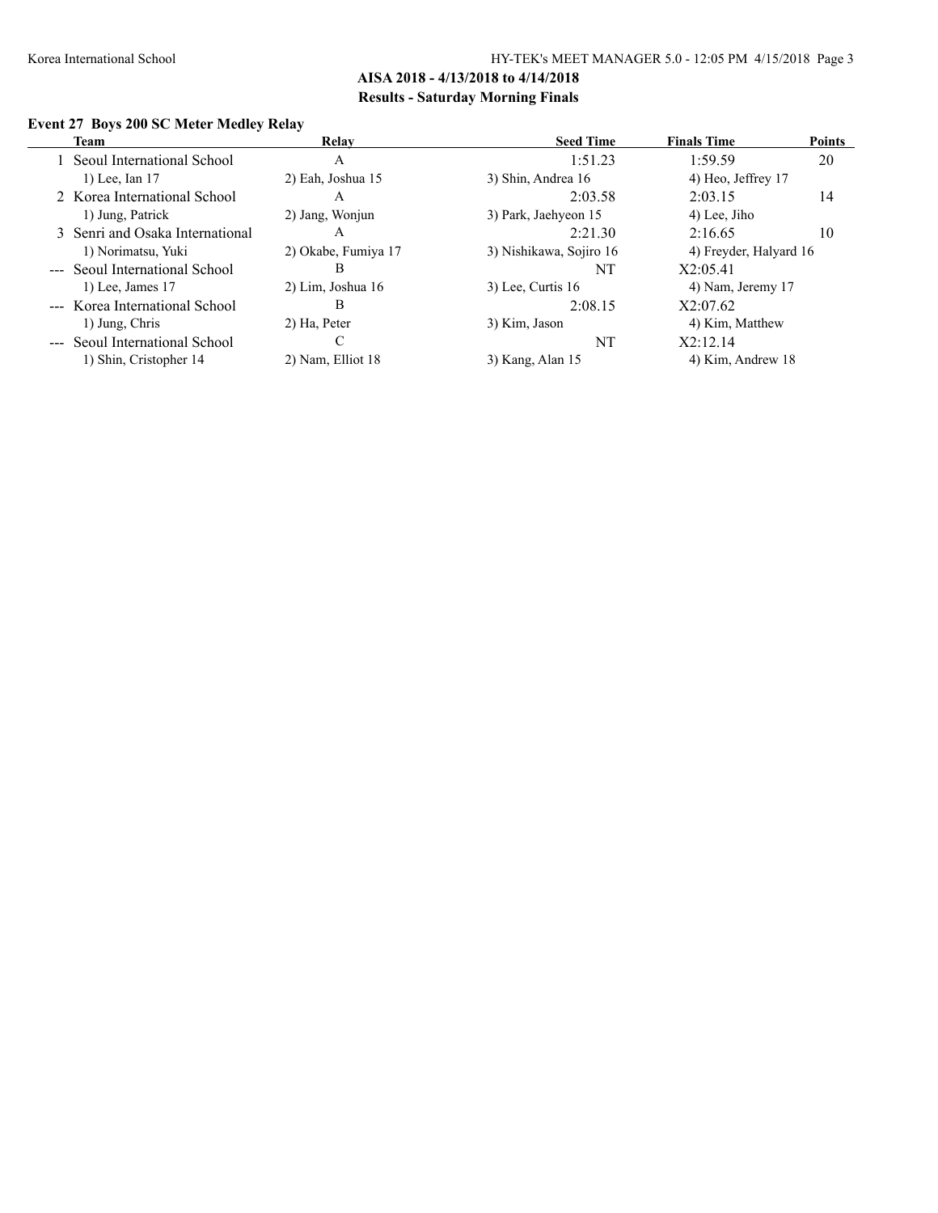## AISA 2018 - 4/13/2018 to 4/14/2018

### Results - Saturday Morning Finals

#### Event 27 Boys 200 SC Meter Medley Relay

| | Team | Relay | Seed Time | Finals Time | Points |
|---|---|---|---|---|---|
| 1 | Seoul International School | A | 1:51.23 | 1:59.59 | 20 |
| | 1) Lee, Ian 17 | 2) Eah, Joshua 15 | 3) Shin, Andrea 16 | 4) Heo, Jeffrey 17 | |
| 2 | Korea International School | A | 2:03.58 | 2:03.15 | 14 |
| | 1) Jung, Patrick | 2) Jang, Wonjun | 3) Park, Jaehyeon 15 | 4) Lee, Jiho | |
| 3 | Senri and Osaka International | A | 2:21.30 | 2:16.65 | 10 |
| | 1) Norimatsu, Yuki | 2) Okabe, Fumiya 17 | 3) Nishikawa, Sojiro 16 | 4) Freyder, Halyard 16 | |
| --- | Seoul International School | B | NT | X2:05.41 | |
| | 1) Lee, James 17 | 2) Lim, Joshua 16 | 3) Lee, Curtis 16 | 4) Nam, Jeremy 17 | |
| --- | Korea International School | B | 2:08.15 | X2:07.62 | |
| | 1) Jung, Chris | 2) Ha, Peter | 3) Kim, Jason | 4) Kim, Matthew | |
| --- | Seoul International School | C | NT | X2:12.14 | |
| | 1) Shin, Cristopher 14 | 2) Nam, Elliot 18 | 3) Kang, Alan 15 | 4) Kim, Andrew 18 | |